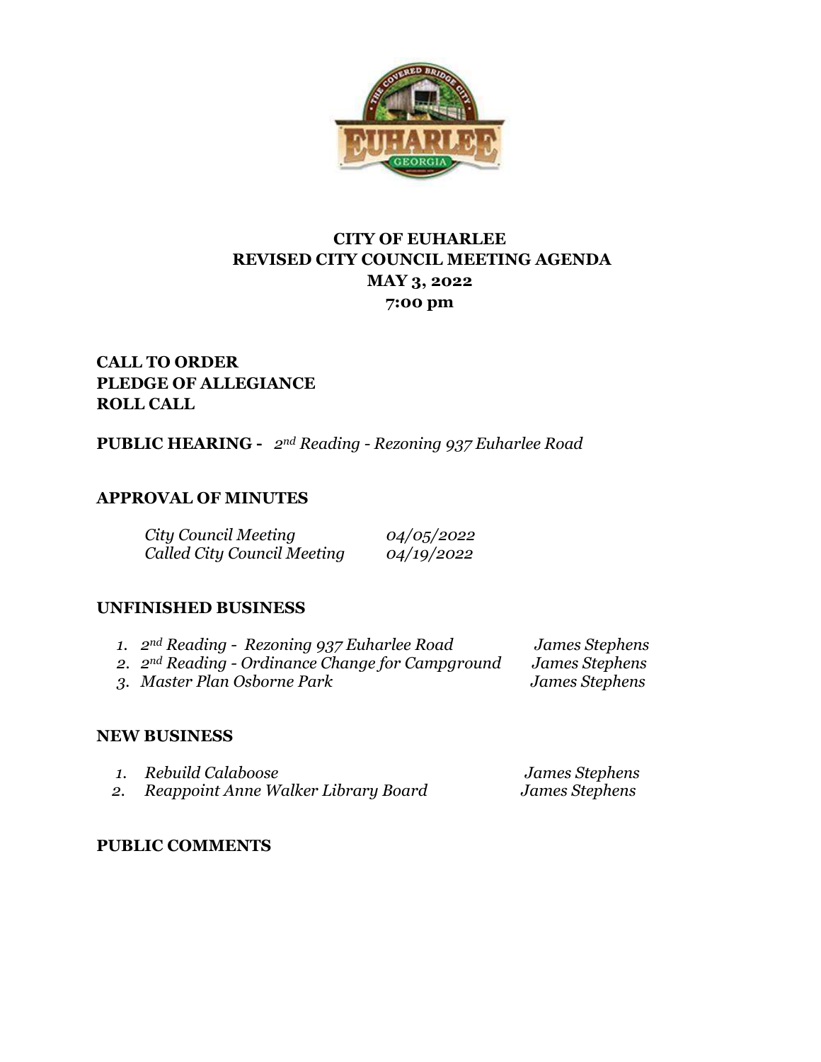# CITY OF EUHARLEE
## REVISED CITY COUNCIL MEETING AGENDA
## MAY 3, 2022
## 7:00 pm

**CALL TO ORDER**
**PLEDGE OF ALLEGIANCE**
**ROLL CALL**

**PUBLIC HEARING -** *2nd Reading - Rezoning 937 Euharlee Road*

## APPROVAL OF MINUTES

| | |
|---|---|
| *City Council Meeting* | *04/05/2022* |
| *Called City Council Meeting* | *04/19/2022* |

## UNFINISHED BUSINESS

1. *2nd Reading - Rezoning 937 Euharlee Road* — *James Stephens*
2. *2nd Reading - Ordinance Change for Campground* — *James Stephens*
3. *Master Plan Osborne Park* — *James Stephens*

## NEW BUSINESS

1. *Rebuild Calaboose* — *James Stephens*
2. *Reappoint Anne Walker Library Board* — *James Stephens*

## PUBLIC COMMENTS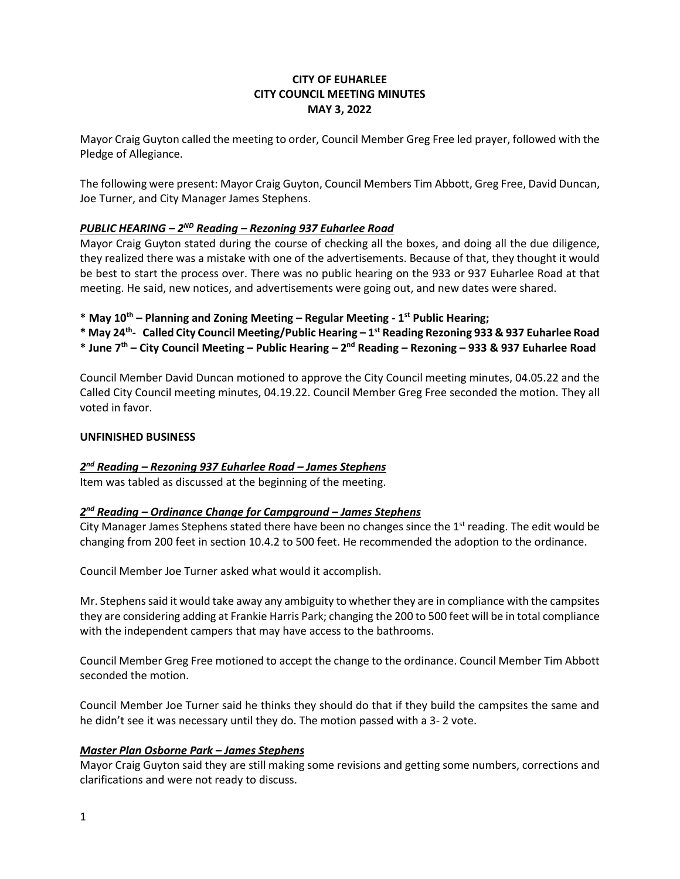**CITY OF EUHARLEE**
**CITY COUNCIL MEETING MINUTES**
**MAY 3, 2022**

Mayor Craig Guyton called the meeting to order, Council Member Greg Free led prayer, followed with the Pledge of Allegiance.

The following were present: Mayor Craig Guyton, Council Members Tim Abbott, Greg Free, David Duncan, Joe Turner, and City Manager James Stephens.

***PUBLIC HEARING – 2ND Reading – Rezoning 937 Euharlee Road***

Mayor Craig Guyton stated during the course of checking all the boxes, and doing all the due diligence, they realized there was a mistake with one of the advertisements. Because of that, they thought it would be best to start the process over. There was no public hearing on the 933 or 937 Euharlee Road at that meeting. He said, new notices, and advertisements were going out, and new dates were shared.

**\* May 10th – Planning and Zoning Meeting – Regular Meeting - 1st Public Hearing;**
**\* May 24th- Called City Council Meeting/Public Hearing – 1st Reading Rezoning 933 & 937 Euharlee Road**
**\* June 7th – City Council Meeting – Public Hearing – 2nd Reading – Rezoning – 933 & 937 Euharlee Road**

Council Member David Duncan motioned to approve the City Council meeting minutes, 04.05.22 and the Called City Council meeting minutes, 04.19.22. Council Member Greg Free seconded the motion. They all voted in favor.

**UNFINISHED BUSINESS**

***2nd Reading – Rezoning 937 Euharlee Road – James Stephens***

Item was tabled as discussed at the beginning of the meeting.

***2nd Reading – Ordinance Change for Campground – James Stephens***

City Manager James Stephens stated there have been no changes since the 1st reading. The edit would be changing from 200 feet in section 10.4.2 to 500 feet. He recommended the adoption to the ordinance.

Council Member Joe Turner asked what would it accomplish.

Mr. Stephens said it would take away any ambiguity to whether they are in compliance with the campsites they are considering adding at Frankie Harris Park; changing the 200 to 500 feet will be in total compliance with the independent campers that may have access to the bathrooms.

Council Member Greg Free motioned to accept the change to the ordinance. Council Member Tim Abbott seconded the motion.

Council Member Joe Turner said he thinks they should do that if they build the campsites the same and he didn't see it was necessary until they do. The motion passed with a 3- 2 vote.

***Master Plan Osborne Park – James Stephens***

Mayor Craig Guyton said they are still making some revisions and getting some numbers, corrections and clarifications and were not ready to discuss.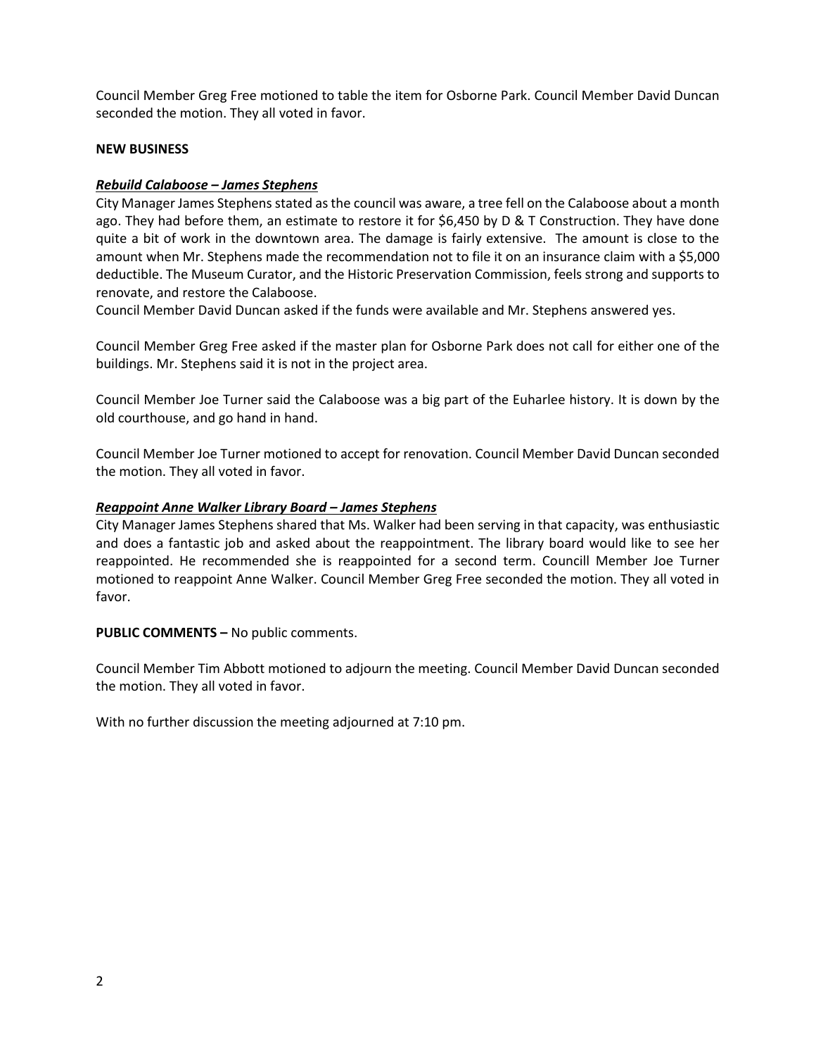Council Member Greg Free motioned to table the item for Osborne Park. Council Member David Duncan seconded the motion. They all voted in favor.

**NEW BUSINESS**

***Rebuild Calaboose – James Stephens***

City Manager James Stephens stated as the council was aware, a tree fell on the Calaboose about a month ago. They had before them, an estimate to restore it for $6,450 by D & T Construction. They have done quite a bit of work in the downtown area. The damage is fairly extensive. The amount is close to the amount when Mr. Stephens made the recommendation not to file it on an insurance claim with a $5,000 deductible. The Museum Curator, and the Historic Preservation Commission, feels strong and supports to renovate, and restore the Calaboose.

Council Member David Duncan asked if the funds were available and Mr. Stephens answered yes.

Council Member Greg Free asked if the master plan for Osborne Park does not call for either one of the buildings. Mr. Stephens said it is not in the project area.

Council Member Joe Turner said the Calaboose was a big part of the Euharlee history. It is down by the old courthouse, and go hand in hand.

Council Member Joe Turner motioned to accept for renovation. Council Member David Duncan seconded the motion. They all voted in favor.

***Reappoint Anne Walker Library Board – James Stephens***

City Manager James Stephens shared that Ms. Walker had been serving in that capacity, was enthusiastic and does a fantastic job and asked about the reappointment. The library board would like to see her reappointed. He recommended she is reappointed for a second term. Councill Member Joe Turner motioned to reappoint Anne Walker. Council Member Greg Free seconded the motion. They all voted in favor.

**PUBLIC COMMENTS –** No public comments.

Council Member Tim Abbott motioned to adjourn the meeting. Council Member David Duncan seconded the motion. They all voted in favor.

With no further discussion the meeting adjourned at 7:10 pm.